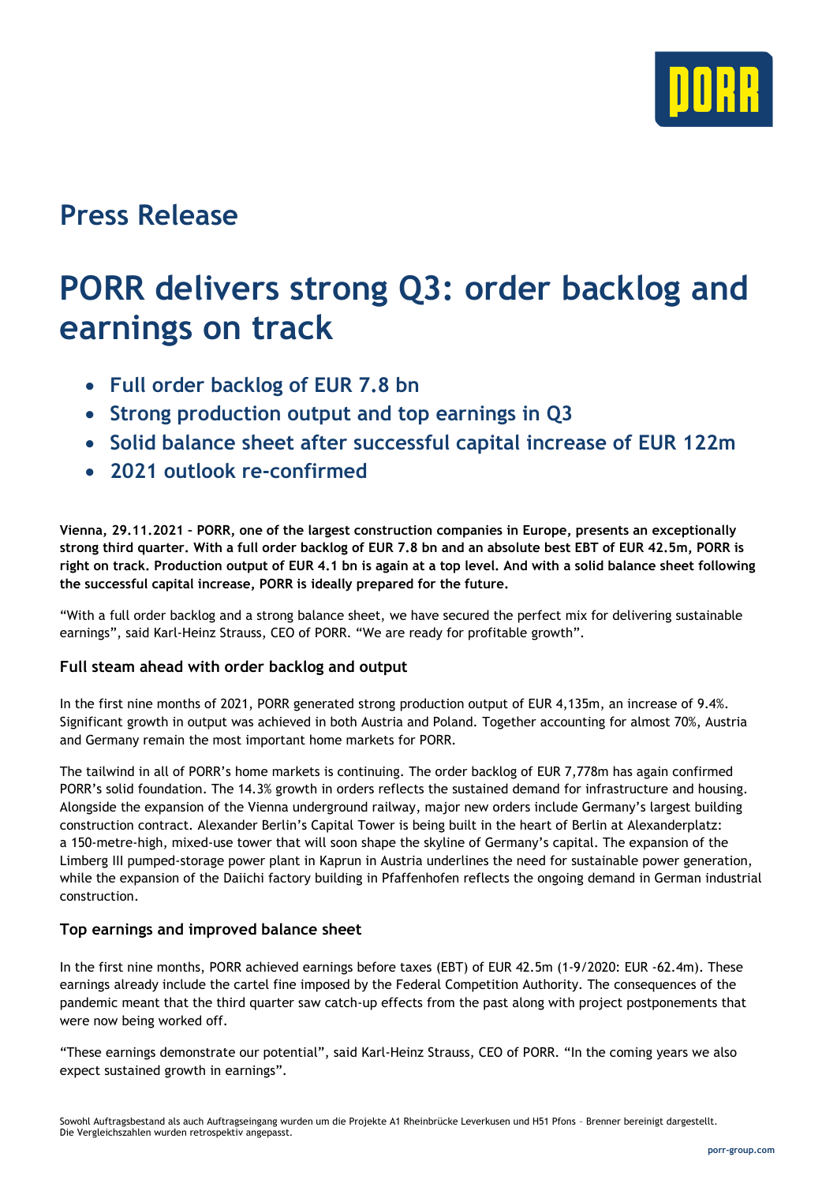## Press Release

# PORR delivers strong Q3: order backlog and earnings on track

- **Full order backlog of EUR 7.8 bn**
- **Strong production output and top earnings in Q3**
- **Solid balance sheet after successful capital increase of EUR 122m**
- **2021 outlook re-confirmed**

**Vienna, 29.11.2021 – PORR, one of the largest construction companies in Europe, presents an exceptionally strong third quarter. With a full order backlog of EUR 7.8 bn and an absolute best EBT of EUR 42.5m, PORR is right on track. Production output of EUR 4.1 bn is again at a top level. And with a solid balance sheet following the successful capital increase, PORR is ideally prepared for the future.**

“With a full order backlog and a strong balance sheet, we have secured the perfect mix for delivering sustainable earnings”, said Karl-Heinz Strauss, CEO of PORR. “We are ready for profitable growth”.

### Full steam ahead with order backlog and output

In the first nine months of 2021, PORR generated strong production output of EUR 4,135m, an increase of 9.4%. Significant growth in output was achieved in both Austria and Poland. Together accounting for almost 70%, Austria and Germany remain the most important home markets for PORR.

The tailwind in all of PORR’s home markets is continuing. The order backlog of EUR 7,778m has again confirmed PORR’s solid foundation. The 14.3% growth in orders reflects the sustained demand for infrastructure and housing. Alongside the expansion of the Vienna underground railway, major new orders include Germany’s largest building construction contract. Alexander Berlin’s Capital Tower is being built in the heart of Berlin at Alexanderplatz: a 150-metre-high, mixed-use tower that will soon shape the skyline of Germany’s capital. The expansion of the Limberg III pumped-storage power plant in Kaprun in Austria underlines the need for sustainable power generation, while the expansion of the Daiichi factory building in Pfaffenhofen reflects the ongoing demand in German industrial construction.

### Top earnings and improved balance sheet

In the first nine months, PORR achieved earnings before taxes (EBT) of EUR 42.5m (1-9/2020: EUR -62.4m). These earnings already include the cartel fine imposed by the Federal Competition Authority. The consequences of the pandemic meant that the third quarter saw catch-up effects from the past along with project postponements that were now being worked off.

“These earnings demonstrate our potential”, said Karl-Heinz Strauss, CEO of PORR. “In the coming years we also expect sustained growth in earnings”.

Sowohl Auftragsbestand als auch Auftragseingang wurden um die Projekte A1 Rheinbrücke Leverkusen und H51 Pfons – Brenner bereinigt dargestellt.
Die Vergleichszahlen wurden retrospektiv angepasst.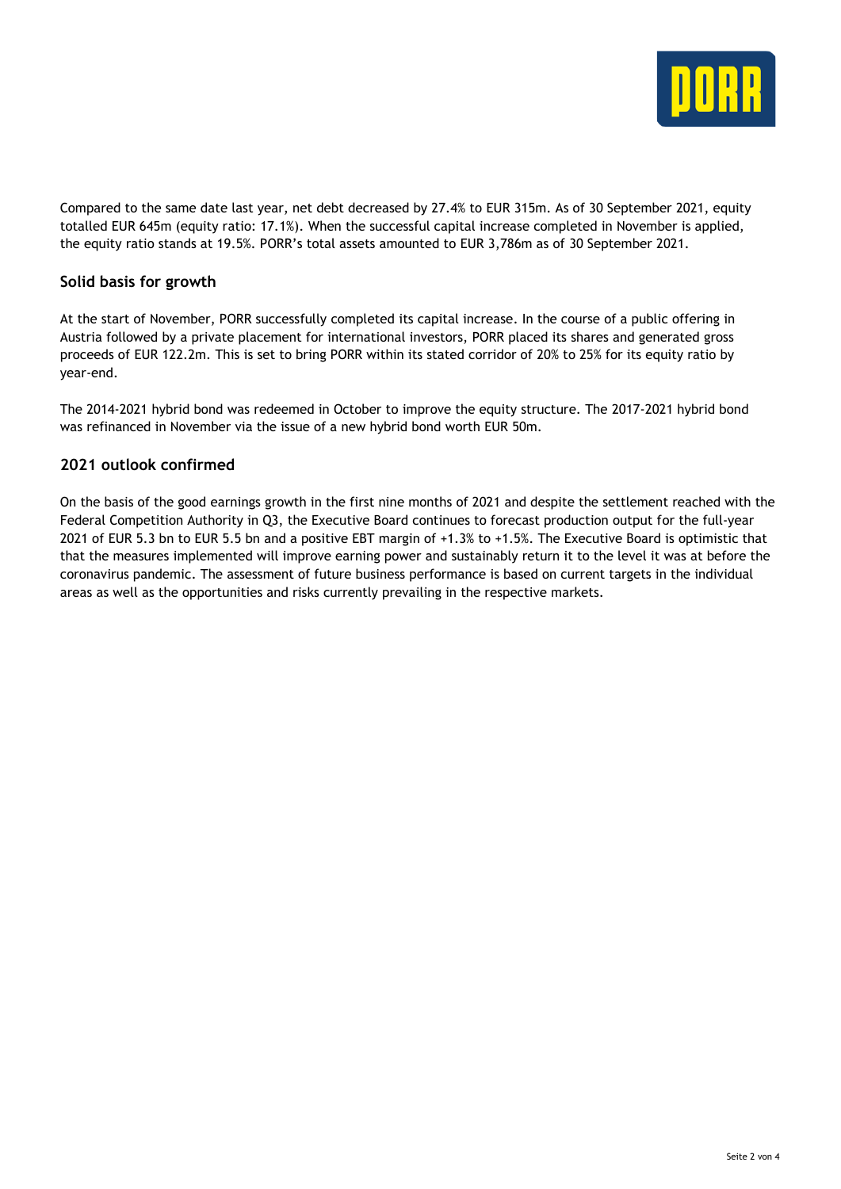Compared to the same date last year, net debt decreased by 27.4% to EUR 315m. As of 30 September 2021, equity totalled EUR 645m (equity ratio: 17.1%). When the successful capital increase completed in November is applied, the equity ratio stands at 19.5%. PORR's total assets amounted to EUR 3,786m as of 30 September 2021.

## Solid basis for growth

At the start of November, PORR successfully completed its capital increase. In the course of a public offering in Austria followed by a private placement for international investors, PORR placed its shares and generated gross proceeds of EUR 122.2m. This is set to bring PORR within its stated corridor of 20% to 25% for its equity ratio by year-end.

The 2014-2021 hybrid bond was redeemed in October to improve the equity structure. The 2017-2021 hybrid bond was refinanced in November via the issue of a new hybrid bond worth EUR 50m.

## 2021 outlook confirmed

On the basis of the good earnings growth in the first nine months of 2021 and despite the settlement reached with the Federal Competition Authority in Q3, the Executive Board continues to forecast production output for the full-year 2021 of EUR 5.3 bn to EUR 5.5 bn and a positive EBT margin of +1.3% to +1.5%. The Executive Board is optimistic that that the measures implemented will improve earning power and sustainably return it to the level it was at before the coronavirus pandemic. The assessment of future business performance is based on current targets in the individual areas as well as the opportunities and risks currently prevailing in the respective markets.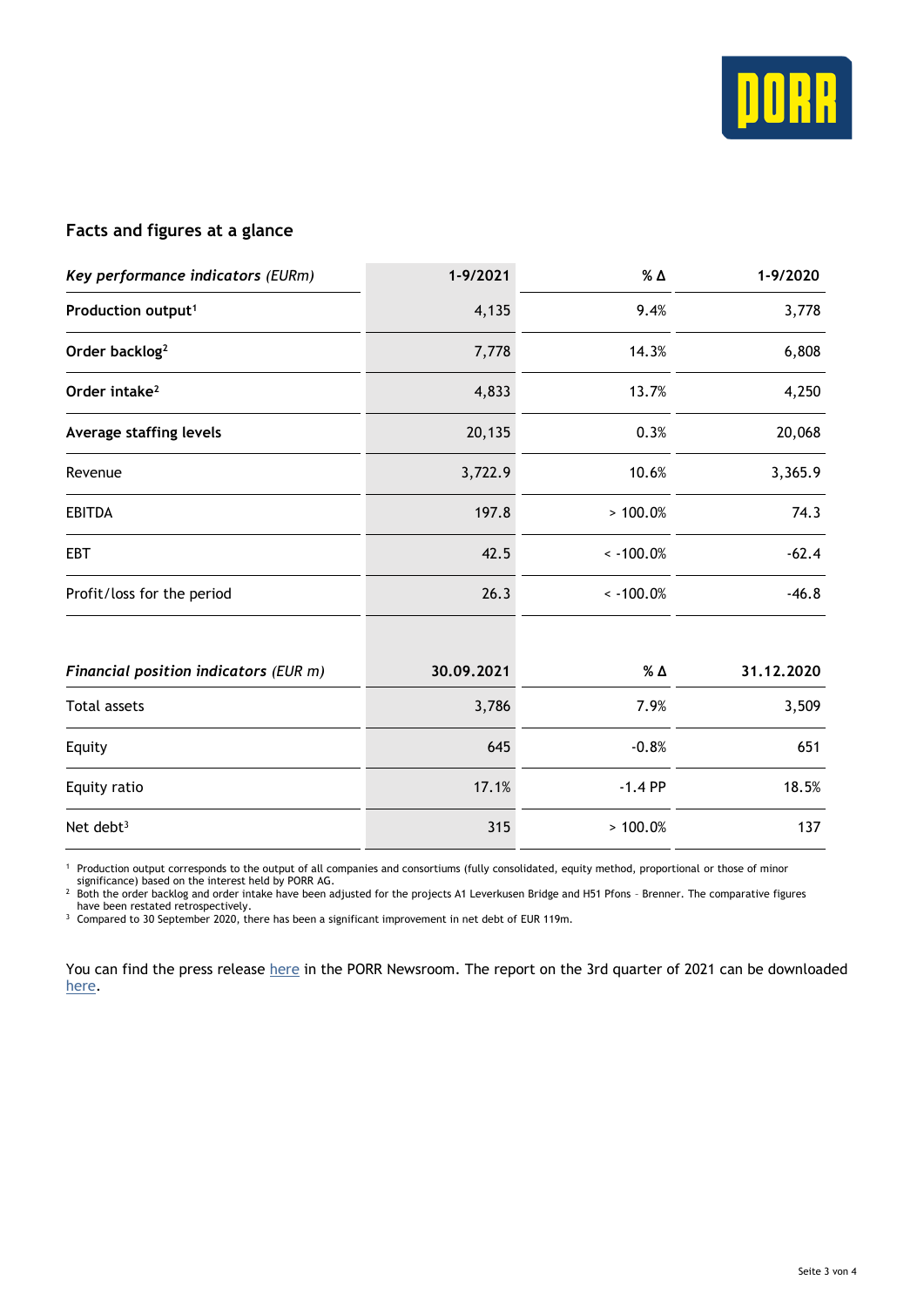## Facts and figures at a glance

| *Key performance indicators* (EURm) | 1-9/2021 | % Δ | 1-9/2020 |
|---|---|---|---|
| **Production output**[1] | 4,135 | 9.4% | 3,778 |
| **Order backlog**[2] | 7,778 | 14.3% | 6,808 |
| **Order intake**[2] | 4,833 | 13.7% | 4,250 |
| **Average staffing levels** | 20,135 | 0.3% | 20,068 |
| Revenue | 3,722.9 | 10.6% | 3,365.9 |
| EBITDA | 197.8 | > 100.0% | 74.3 |
| EBT | 42.5 | < -100.0% | -62.4 |
| Profit/loss for the period | 26.3 | < -100.0% | -46.8 |

| *Financial position indicators* (EUR m) | 30.09.2021 | % Δ | 31.12.2020 |
|---|---|---|---|
| Total assets | 3,786 | 7.9% | 3,509 |
| Equity | 645 | -0.8% | 651 |
| Equity ratio | 17.1% | -1.4 PP | 18.5% |
| Net debt[3] | 315 | > 100.0% | 137 |

[1] Production output corresponds to the output of all companies and consortiums (fully consolidated, equity method, proportional or those of minor significance) based on the interest held by PORR AG.
[2] Both the order backlog and order intake have been adjusted for the projects A1 Leverkusen Bridge and H51 Pfons – Brenner. The comparative figures have been restated retrospectively.
[3] Compared to 30 September 2020, there has been a significant improvement in net debt of EUR 119m.

You can find the press release here in the PORR Newsroom. The report on the 3rd quarter of 2021 can be downloaded here.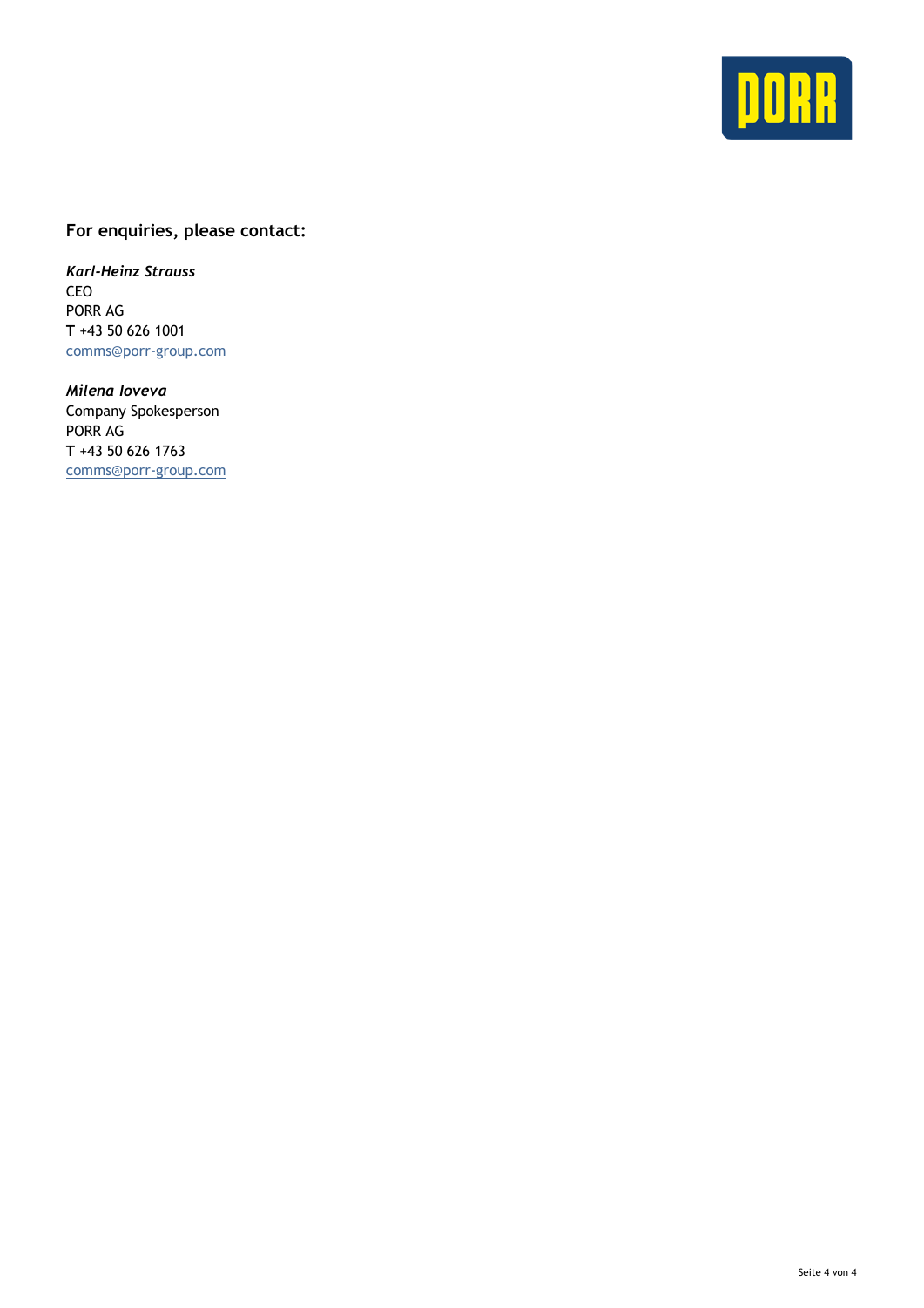**For enquiries, please contact:**

***Karl-Heinz Strauss***
CEO
PORR AG
**T** +43 50 626 1001
comms@porr-group.com

***Milena Ioveva***
Company Spokesperson
PORR AG
**T** +43 50 626 1763
comms@porr-group.com